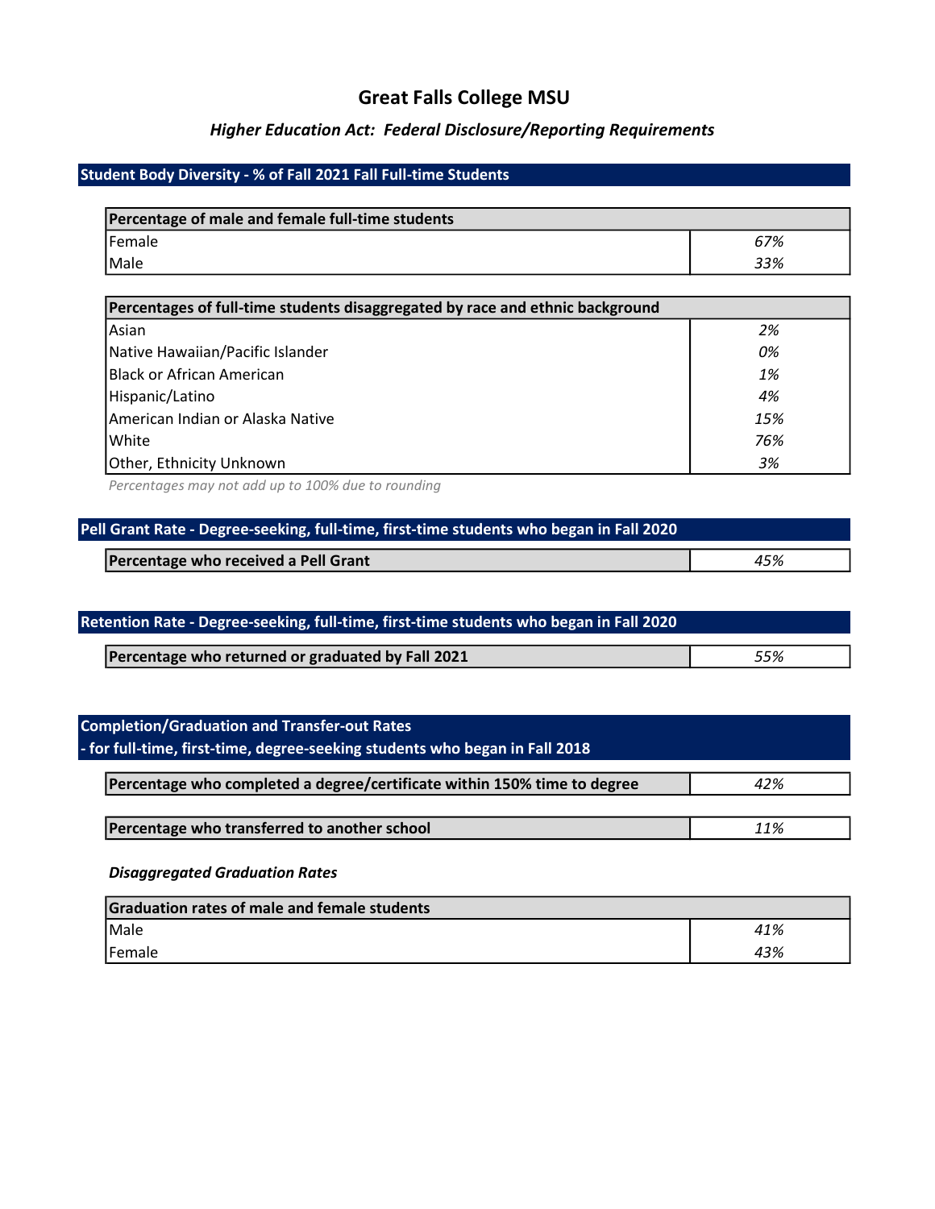# Great Falls College MSU

### *Higher Education Act: Federal Disclosure/Reporting Requirements*

## Student Body Diversity - % of Fall 2021 Fall Full-time Students

| Percentage of male and female full-time students | |
|---|---|
| Female | *67%* |
| Male | *33%* |

| Percentages of full-time students disaggregated by race and ethnic background | |
|---|---|
| Asian | *2%* |
| Native Hawaiian/Pacific Islander | *0%* |
| Black or African American | *1%* |
| Hispanic/Latino | *4%* |
| American Indian or Alaska Native | *15%* |
| White | *76%* |
| Other, Ethnicity Unknown | *3%* |

*Percentages may not add up to 100% due to rounding*

## Pell Grant Rate - Degree-seeking, full-time, first-time students who began in Fall 2020

| Percentage who received a Pell Grant | *45%* |
|---|---|

## Retention Rate - Degree-seeking, full-time, first-time students who began in Fall 2020

| Percentage who returned or graduated by Fall 2021 | *55%* |
|---|---|

## Completion/Graduation and Transfer-out Rates - for full-time, first-time, degree-seeking students who began in Fall 2018

| Percentage who completed a degree/certificate within 150% time to degree | *42%* |
|---|---|

| Percentage who transferred to another school | *11%* |
|---|---|

***Disaggregated Graduation Rates***

| Graduation rates of male and female students | |
|---|---|
| Male | *41%* |
| Female | *43%* |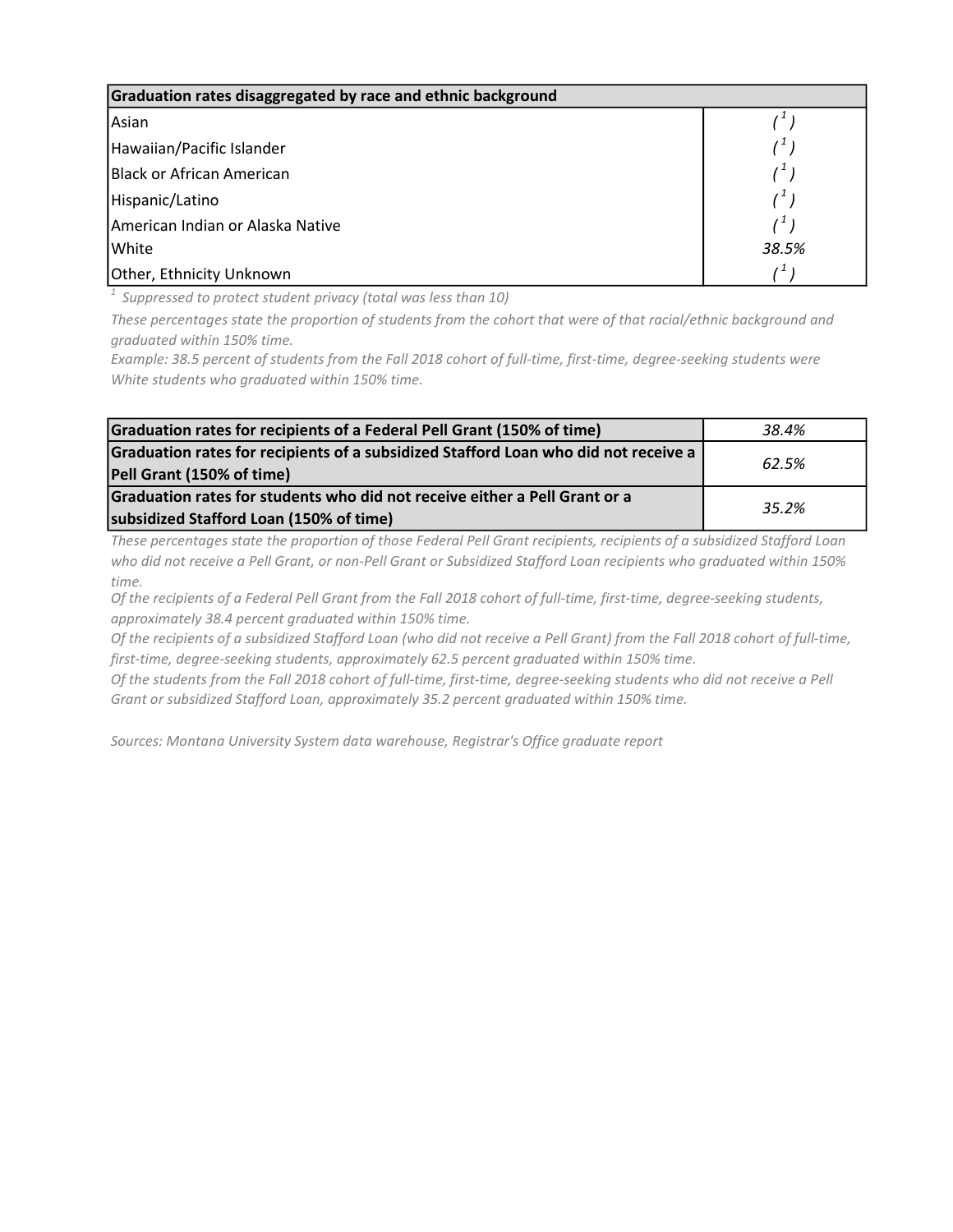| Graduation rates disaggregated by race and ethnic background | |
|---|---|
| Asian | ([1]) |
| Hawaiian/Pacific Islander | ([1]) |
| Black or African American | ([1]) |
| Hispanic/Latino | ([1]) |
| American Indian or Alaska Native | ([1]) |
| White | *38.5%* |
| Other, Ethnicity Unknown | ([1]) |

*[1] Suppressed to protect student privacy (total was less than 10)*

*These percentages state the proportion of students from the cohort that were of that racial/ethnic background and graduated within 150% time.*

*Example: 38.5 percent of students from the Fall 2018 cohort of full-time, first-time, degree-seeking students were White students who graduated within 150% time.*

| | |
|---|---|
| **Graduation rates for recipients of a Federal Pell Grant (150% of time)** | *38.4%* |
| **Graduation rates for recipients of a subsidized Stafford Loan who did not receive a Pell Grant (150% of time)** | *62.5%* |
| **Graduation rates for students who did not receive either a Pell Grant or a subsidized Stafford Loan (150% of time)** | *35.2%* |

*These percentages state the proportion of those Federal Pell Grant recipients, recipients of a subsidized Stafford Loan who did not receive a Pell Grant, or non-Pell Grant or Subsidized Stafford Loan recipients who graduated within 150% time.*

*Of the recipients of a Federal Pell Grant from the Fall 2018 cohort of full-time, first-time, degree-seeking students, approximately 38.4 percent graduated within 150% time.*

*Of the recipients of a subsidized Stafford Loan (who did not receive a Pell Grant) from the Fall 2018 cohort of full-time, first-time, degree-seeking students, approximately 62.5 percent graduated within 150% time.*

*Of the students from the Fall 2018 cohort of full-time, first-time, degree-seeking students who did not receive a Pell Grant or subsidized Stafford Loan, approximately 35.2 percent graduated within 150% time.*

*Sources: Montana University System data warehouse, Registrar's Office graduate report*